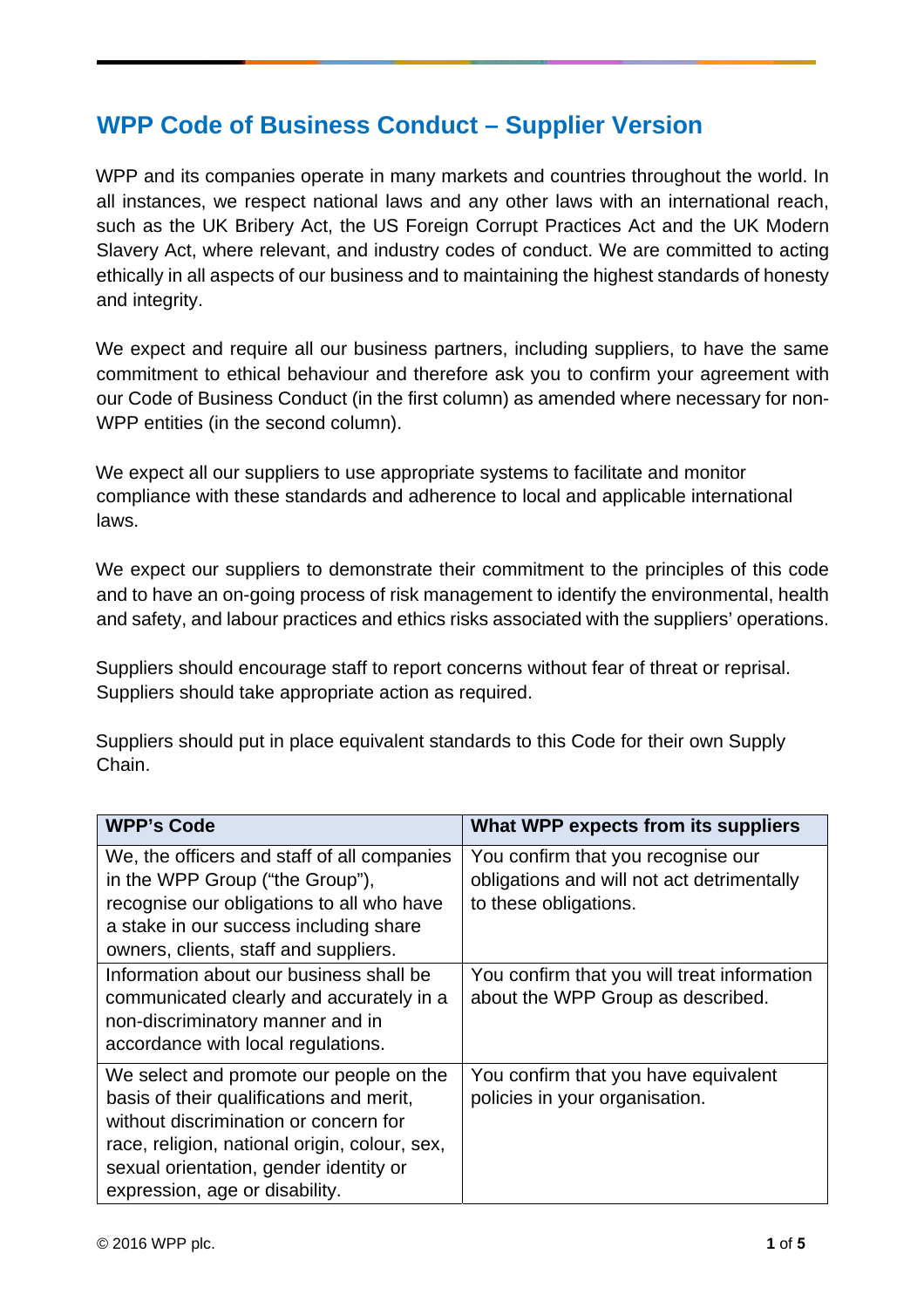# WPP Code of Business Conduct – Supplier Version

WPP and its companies operate in many markets and countries throughout the world. In all instances, we respect national laws and any other laws with an international reach, such as the UK Bribery Act, the US Foreign Corrupt Practices Act and the UK Modern Slavery Act, where relevant, and industry codes of conduct. We are committed to acting ethically in all aspects of our business and to maintaining the highest standards of honesty and integrity.

We expect and require all our business partners, including suppliers, to have the same commitment to ethical behaviour and therefore ask you to confirm your agreement with our Code of Business Conduct (in the first column) as amended where necessary for non-WPP entities (in the second column).

We expect all our suppliers to use appropriate systems to facilitate and monitor compliance with these standards and adherence to local and applicable international laws.

We expect our suppliers to demonstrate their commitment to the principles of this code and to have an on-going process of risk management to identify the environmental, health and safety, and labour practices and ethics risks associated with the suppliers' operations.

Suppliers should encourage staff to report concerns without fear of threat or reprisal. Suppliers should take appropriate action as required.

Suppliers should put in place equivalent standards to this Code for their own Supply Chain.

| WPP's Code | What WPP expects from its suppliers |
|---|---|
| We, the officers and staff of all companies in the WPP Group ("the Group"), recognise our obligations to all who have a stake in our success including share owners, clients, staff and suppliers. | You confirm that you recognise our obligations and will not act detrimentally to these obligations. |
| Information about our business shall be communicated clearly and accurately in a non-discriminatory manner and in accordance with local regulations. | You confirm that you will treat information about the WPP Group as described. |
| We select and promote our people on the basis of their qualifications and merit, without discrimination or concern for race, religion, national origin, colour, sex, sexual orientation, gender identity or expression, age or disability. | You confirm that you have equivalent policies in your organisation. |

© 2016 WPP plc.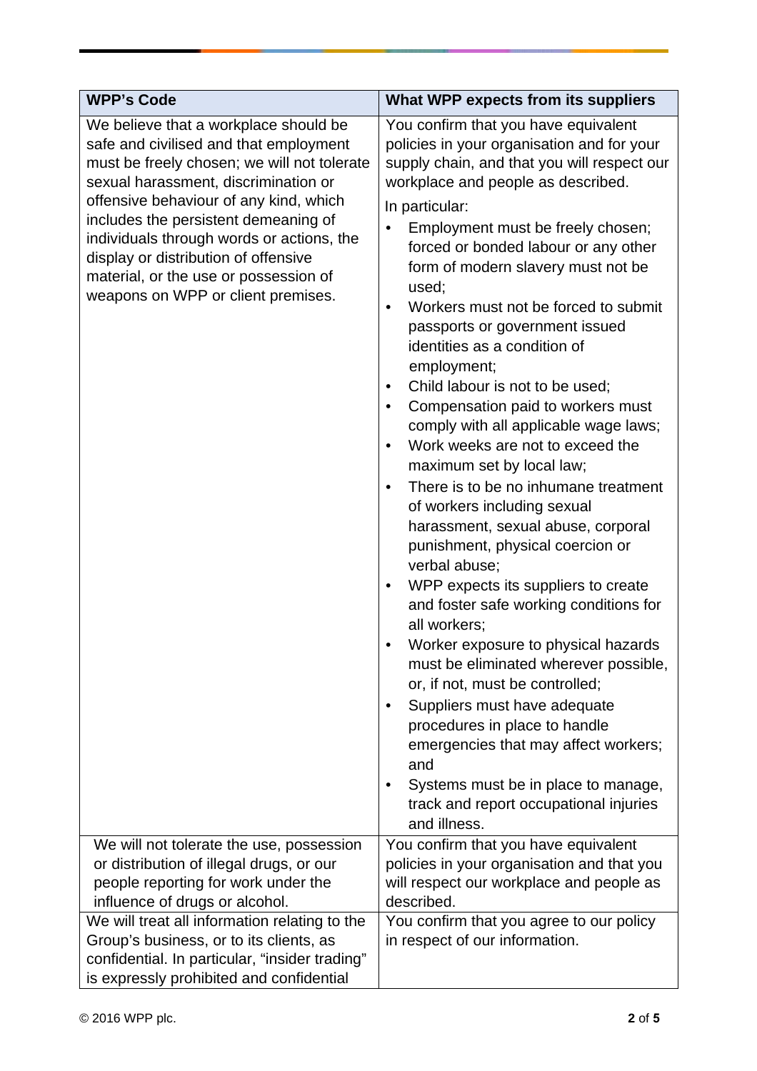| WPP's Code | What WPP expects from its suppliers |
|---|---|
| We believe that a workplace should be safe and civilised and that employment must be freely chosen; we will not tolerate sexual harassment, discrimination or offensive behaviour of any kind, which includes the persistent demeaning of individuals through words or actions, the display or distribution of offensive material, or the use or possession of weapons on WPP or client premises. | You confirm that you have equivalent policies in your organisation and for your supply chain, and that you will respect our workplace and people as described.<br><br>In particular:<br>• Employment must be freely chosen; forced or bonded labour or any other form of modern slavery must not be used;<br>• Workers must not be forced to submit passports or government issued identities as a condition of employment;<br>• Child labour is not to be used;<br>• Compensation paid to workers must comply with all applicable wage laws;<br>• Work weeks are not to exceed the maximum set by local law;<br>• There is to be no inhumane treatment of workers including sexual harassment, sexual abuse, corporal punishment, physical coercion or verbal abuse;<br>• WPP expects its suppliers to create and foster safe working conditions for all workers;<br>• Worker exposure to physical hazards must be eliminated wherever possible, or, if not, must be controlled;<br>• Suppliers must have adequate procedures in place to handle emergencies that may affect workers; and<br>• Systems must be in place to manage, track and report occupational injuries and illness. |
| We will not tolerate the use, possession or distribution of illegal drugs, or our people reporting for work under the influence of drugs or alcohol. | You confirm that you have equivalent policies in your organisation and that you will respect our workplace and people as described. |
| We will treat all information relating to the Group's business, or to its clients, as confidential. In particular, "insider trading" is expressly prohibited and confidential | You confirm that you agree to our policy in respect of our information. |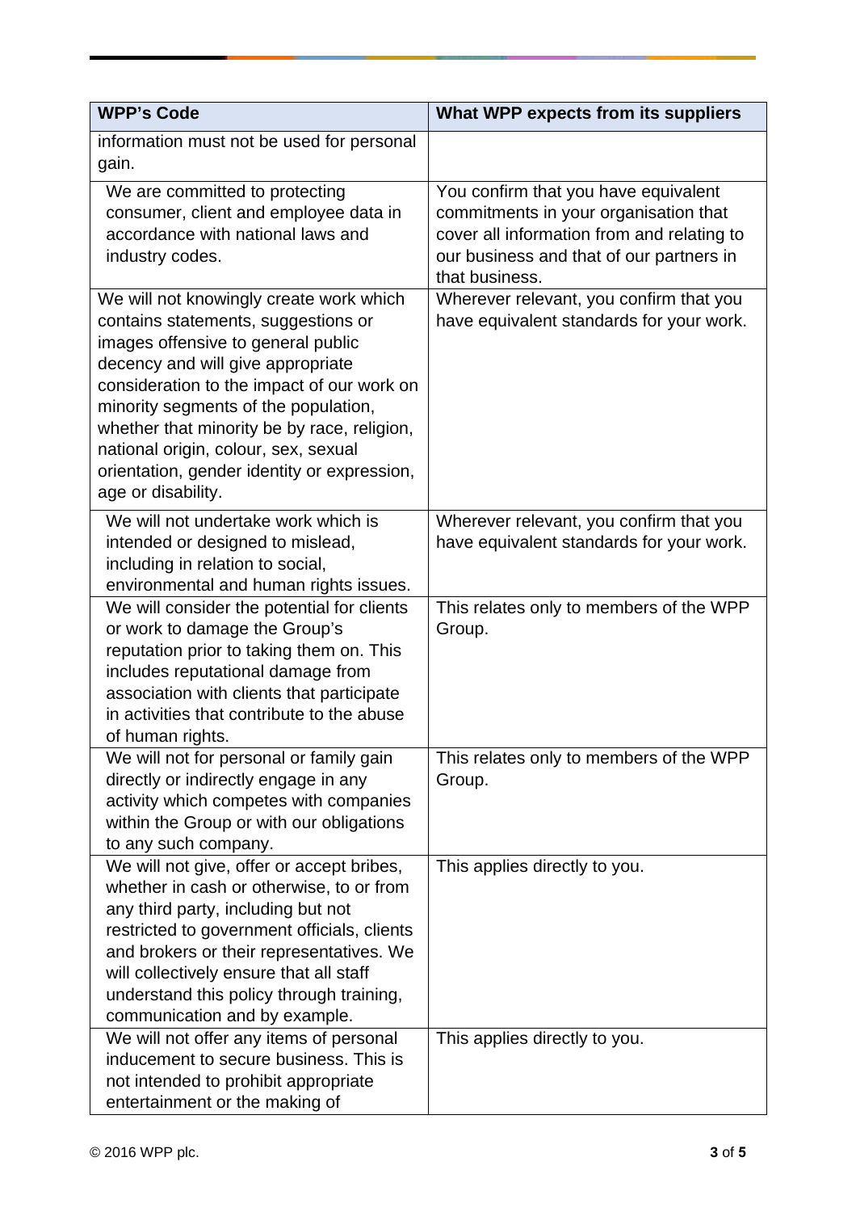| WPP's Code | What WPP expects from its suppliers |
| --- | --- |
| information must not be used for personal gain. | |
| We are committed to protecting consumer, client and employee data in accordance with national laws and industry codes. | You confirm that you have equivalent commitments in your organisation that cover all information from and relating to our business and that of our partners in that business. |
| We will not knowingly create work which contains statements, suggestions or images offensive to general public decency and will give appropriate consideration to the impact of our work on minority segments of the population, whether that minority be by race, religion, national origin, colour, sex, sexual orientation, gender identity or expression, age or disability. | Wherever relevant, you confirm that you have equivalent standards for your work. |
| We will not undertake work which is intended or designed to mislead, including in relation to social, environmental and human rights issues. | Wherever relevant, you confirm that you have equivalent standards for your work. |
| We will consider the potential for clients or work to damage the Group's reputation prior to taking them on. This includes reputational damage from association with clients that participate in activities that contribute to the abuse of human rights. | This relates only to members of the WPP Group. |
| We will not for personal or family gain directly or indirectly engage in any activity which competes with companies within the Group or with our obligations to any such company. | This relates only to members of the WPP Group. |
| We will not give, offer or accept bribes, whether in cash or otherwise, to or from any third party, including but not restricted to government officials, clients and brokers or their representatives. We will collectively ensure that all staff understand this policy through training, communication and by example. | This applies directly to you. |
| We will not offer any items of personal inducement to secure business. This is not intended to prohibit appropriate entertainment or the making of | This applies directly to you. |

© 2016 WPP plc.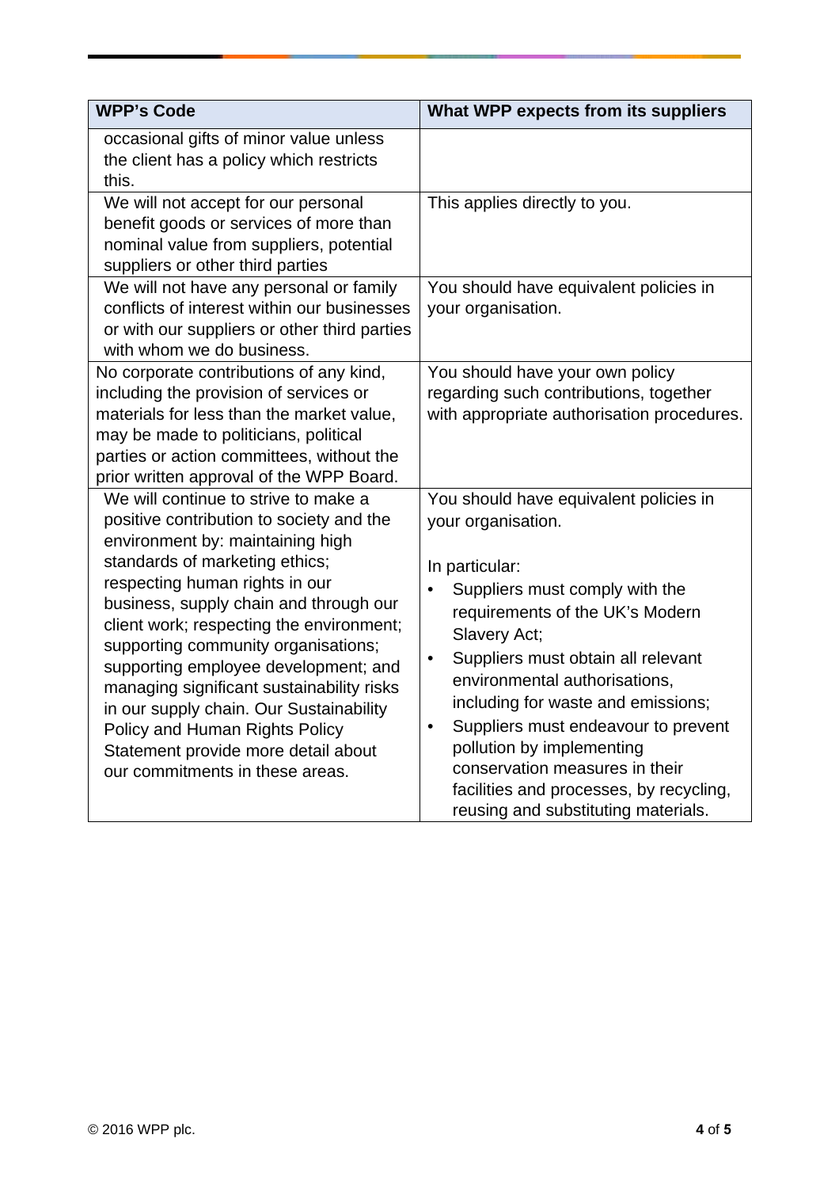| WPP's Code | What WPP expects from its suppliers |
|---|---|
| occasional gifts of minor value unless the client has a policy which restricts this. | |
| We will not accept for our personal benefit goods or services of more than nominal value from suppliers, potential suppliers or other third parties | This applies directly to you. |
| We will not have any personal or family conflicts of interest within our businesses or with our suppliers or other third parties with whom we do business. | You should have equivalent policies in your organisation. |
| No corporate contributions of any kind, including the provision of services or materials for less than the market value, may be made to politicians, political parties or action committees, without the prior written approval of the WPP Board. | You should have your own policy regarding such contributions, together with appropriate authorisation procedures. |
| We will continue to strive to make a positive contribution to society and the environment by: maintaining high standards of marketing ethics; respecting human rights in our business, supply chain and through our client work; respecting the environment; supporting community organisations; supporting employee development; and managing significant sustainability risks in our supply chain. Our Sustainability Policy and Human Rights Policy Statement provide more detail about our commitments in these areas. | You should have equivalent policies in your organisation.<br><br>In particular:<br>• Suppliers must comply with the requirements of the UK's Modern Slavery Act;<br>• Suppliers must obtain all relevant environmental authorisations, including for waste and emissions;<br>• Suppliers must endeavour to prevent pollution by implementing conservation measures in their facilities and processes, by recycling, reusing and substituting materials. |

© 2016 WPP plc.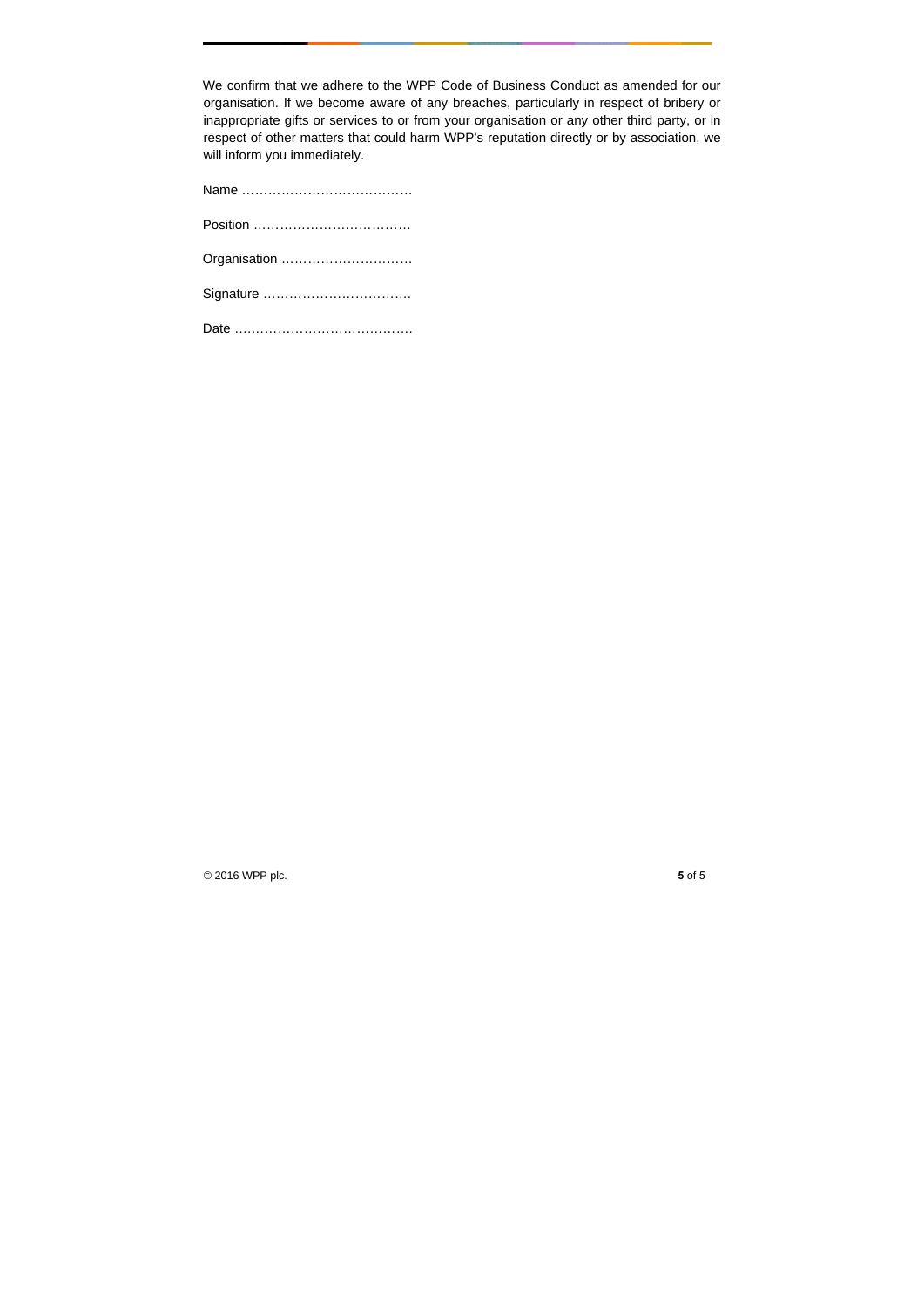We confirm that we adhere to the WPP Code of Business Conduct as amended for our organisation. If we become aware of any breaches, particularly in respect of bribery or inappropriate gifts or services to or from your organisation or any other third party, or in respect of other matters that could harm WPP's reputation directly or by association, we will inform you immediately.

Name …………………………………

Position ………………………………

Organisation …………………………

Signature …………………………….

Date ………………………………….

© 2016 WPP plc.